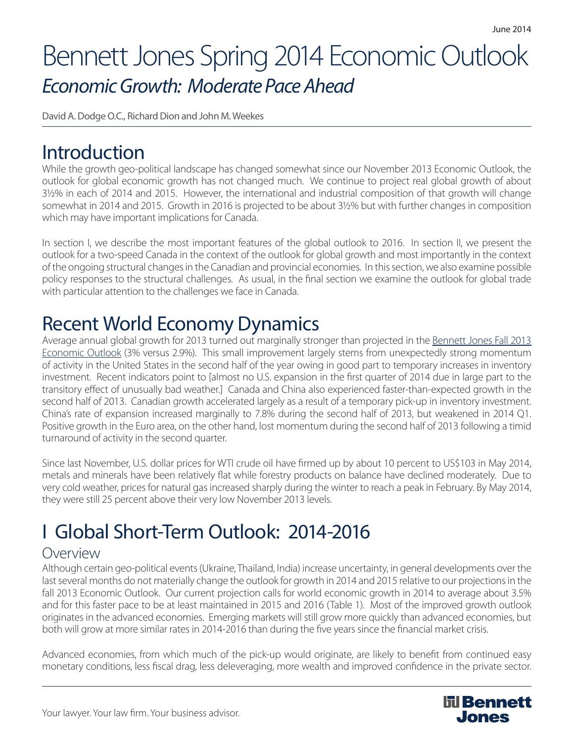# Bennett Jones Spring 2014 Economic Outlook

## *Economic Growth: Moderate Pace Ahead*

David A. Dodge O.C., Richard Dion and John M. Weekes

# Introduction

While the growth geo-political landscape has changed somewhat since our November 2013 Economic Outlook, the outlook for global economic growth has not changed much. We continue to project real global growth of about 3½% in each of 2014 and 2015. However, the international and industrial composition of that growth will change somewhat in 2014 and 2015. Growth in 2016 is projected to be about 3½% but with further changes in composition which may have important implications for Canada.

In section I, we describe the most important features of the global outlook to 2016. In section II, we present the outlook for a two-speed Canada in the context of the outlook for global growth and most importantly in the context of the ongoing structural changes in the Canadian and provincial economies. In this section, we also examine possible policy responses to the structural challenges. As usual, in the final section we examine the outlook for global trade with particular attention to the challenges we face in Canada.

# Recent World Economy Dynamics

Average annual global growth for 2013 turned out marginally stronger than projected in the Bennett Jones Fall 2013 Economic Outlook (3% versus 2.9%). This small improvement largely stems from unexpectedly strong momentum of activity in the United States in the second half of the year owing in good part to temporary increases in inventory investment. Recent indicators point to [almost no U.S. expansion in the first quarter of 2014 due in large part to the transitory effect of unusually bad weather.] Canada and China also experienced faster-than-expected growth in the second half of 2013. Canadian growth accelerated largely as a result of a temporary pick-up in inventory investment. China's rate of expansion increased marginally to 7.8% during the second half of 2013, but weakened in 2014 Q1. Positive growth in the Euro area, on the other hand, lost momentum during the second half of 2013 following a timid turnaround of activity in the second quarter.

Since last November, U.S. dollar prices for WTI crude oil have firmed up by about 10 percent to US$103 in May 2014, metals and minerals have been relatively flat while forestry products on balance have declined moderately. Due to very cold weather, prices for natural gas increased sharply during the winter to reach a peak in February. By May 2014, they were still 25 percent above their very low November 2013 levels.

# I Global Short-Term Outlook: 2014-2016

## Overview

Although certain geo-political events (Ukraine, Thailand, India) increase uncertainty, in general developments over the last several months do not materially change the outlook for growth in 2014 and 2015 relative to our projections in the fall 2013 Economic Outlook. Our current projection calls for world economic growth in 2014 to average about 3.5% and for this faster pace to be at least maintained in 2015 and 2016 (Table 1). Most of the improved growth outlook originates in the advanced economies. Emerging markets will still grow more quickly than advanced economies, but both will grow at more similar rates in 2014-2016 than during the five years since the financial market crisis.

Advanced economies, from which much of the pick-up would originate, are likely to benefit from continued easy monetary conditions, less fiscal drag, less deleveraging, more wealth and improved confidence in the private sector.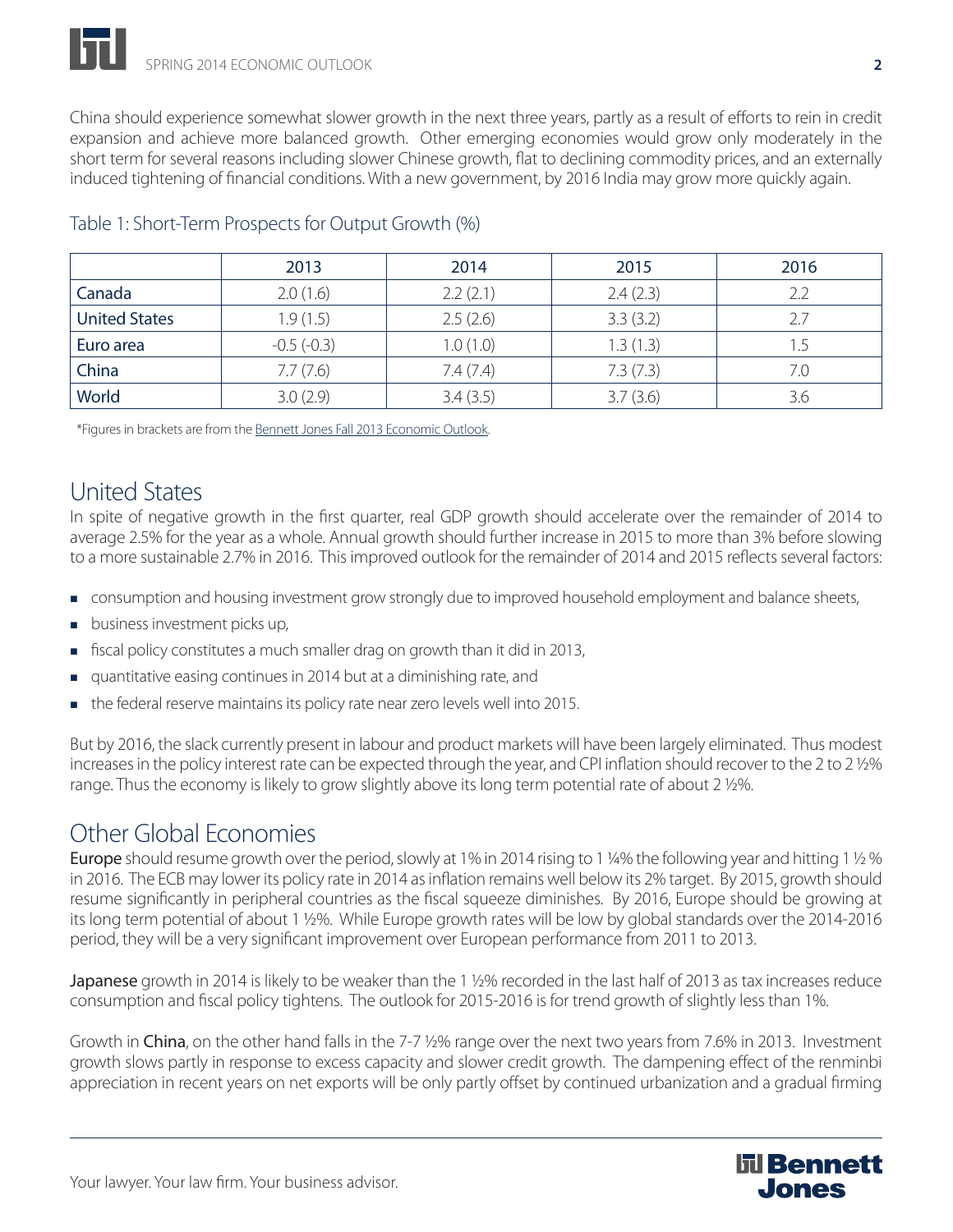China should experience somewhat slower growth in the next three years, partly as a result of efforts to rein in credit expansion and achieve more balanced growth. Other emerging economies would grow only moderately in the short term for several reasons including slower Chinese growth, flat to declining commodity prices, and an externally induced tightening of financial conditions. With a new government, by 2016 India may grow more quickly again.

## Table 1: Short-Term Prospects for Output Growth (%)

| | 2013 | 2014 | 2015 | 2016 |
|---|---|---|---|---|
| Canada | 2.0 (1.6) | 2.2 (2.1) | 2.4 (2.3) | 2.2 |
| United States | 1.9 (1.5) | 2.5 (2.6) | 3.3 (3.2) | 2.7 |
| Euro area | -0.5 (-0.3) | 1.0 (1.0) | 1.3 (1.3) | 1.5 |
| China | 7.7 (7.6) | 7.4 (7.4) | 7.3 (7.3) | 7.0 |
| World | 3.0 (2.9) | 3.4 (3.5) | 3.7 (3.6) | 3.6 |

*Figures in brackets are from the Bennett Jones Fall 2013 Economic Outlook.

# United States

In spite of negative growth in the first quarter, real GDP growth should accelerate over the remainder of 2014 to average 2.5% for the year as a whole. Annual growth should further increase in 2015 to more than 3% before slowing to a more sustainable 2.7% in 2016. This improved outlook for the remainder of 2014 and 2015 reflects several factors:

- consumption and housing investment grow strongly due to improved household employment and balance sheets,
- business investment picks up,
- fiscal policy constitutes a much smaller drag on growth than it did in 2013,
- quantitative easing continues in 2014 but at a diminishing rate, and
- the federal reserve maintains its policy rate near zero levels well into 2015.

But by 2016, the slack currently present in labour and product markets will have been largely eliminated. Thus modest increases in the policy interest rate can be expected through the year, and CPI inflation should recover to the 2 to 2 ½% range. Thus the economy is likely to grow slightly above its long term potential rate of about 2 ½%.

# Other Global Economies

**Europe** should resume growth over the period, slowly at 1% in 2014 rising to 1 ¼% the following year and hitting 1 ½ % in 2016. The ECB may lower its policy rate in 2014 as inflation remains well below its 2% target. By 2015, growth should resume significantly in peripheral countries as the fiscal squeeze diminishes. By 2016, Europe should be growing at its long term potential of about 1 ½%. While Europe growth rates will be low by global standards over the 2014-2016 period, they will be a very significant improvement over European performance from 2011 to 2013.

**Japanese** growth in 2014 is likely to be weaker than the 1 ½% recorded in the last half of 2013 as tax increases reduce consumption and fiscal policy tightens. The outlook for 2015-2016 is for trend growth of slightly less than 1%.

Growth in **China**, on the other hand falls in the 7-7 ½% range over the next two years from 7.6% in 2013. Investment growth slows partly in response to excess capacity and slower credit growth. The dampening effect of the renminbi appreciation in recent years on net exports will be only partly offset by continued urbanization and a gradual firming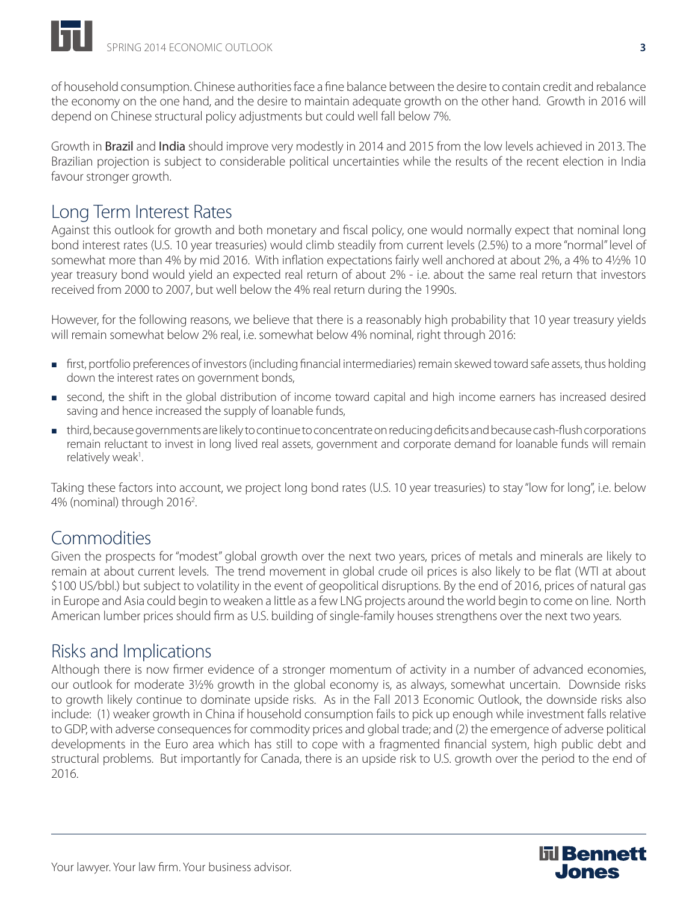of household consumption. Chinese authorities face a fine balance between the desire to contain credit and rebalance the economy on the one hand, and the desire to maintain adequate growth on the other hand. Growth in 2016 will depend on Chinese structural policy adjustments but could well fall below 7%.

Growth in **Brazil** and **India** should improve very modestly in 2014 and 2015 from the low levels achieved in 2013. The Brazilian projection is subject to considerable political uncertainties while the results of the recent election in India favour stronger growth.

## Long Term Interest Rates

Against this outlook for growth and both monetary and fiscal policy, one would normally expect that nominal long bond interest rates (U.S. 10 year treasuries) would climb steadily from current levels (2.5%) to a more "normal" level of somewhat more than 4% by mid 2016. With inflation expectations fairly well anchored at about 2%, a 4% to 4½% 10 year treasury bond would yield an expected real return of about 2% - i.e. about the same real return that investors received from 2000 to 2007, but well below the 4% real return during the 1990s.

However, for the following reasons, we believe that there is a reasonably high probability that 10 year treasury yields will remain somewhat below 2% real, i.e. somewhat below 4% nominal, right through 2016:

- first, portfolio preferences of investors (including financial intermediaries) remain skewed toward safe assets, thus holding down the interest rates on government bonds,
- second, the shift in the global distribution of income toward capital and high income earners has increased desired saving and hence increased the supply of loanable funds,
- third, because governments are likely to continue to concentrate on reducing deficits and because cash-flush corporations remain reluctant to invest in long lived real assets, government and corporate demand for loanable funds will remain relatively weak[1].

Taking these factors into account, we project long bond rates (U.S. 10 year treasuries) to stay "low for long", i.e. below 4% (nominal) through 2016[2].

## Commodities

Given the prospects for "modest" global growth over the next two years, prices of metals and minerals are likely to remain at about current levels. The trend movement in global crude oil prices is also likely to be flat (WTI at about $100 US/bbl.) but subject to volatility in the event of geopolitical disruptions. By the end of 2016, prices of natural gas in Europe and Asia could begin to weaken a little as a few LNG projects around the world begin to come on line. North American lumber prices should firm as U.S. building of single-family houses strengthens over the next two years.

## Risks and Implications

Although there is now firmer evidence of a stronger momentum of activity in a number of advanced economies, our outlook for moderate 3½% growth in the global economy is, as always, somewhat uncertain. Downside risks to growth likely continue to dominate upside risks. As in the Fall 2013 Economic Outlook, the downside risks also include: (1) weaker growth in China if household consumption fails to pick up enough while investment falls relative to GDP, with adverse consequences for commodity prices and global trade; and (2) the emergence of adverse political developments in the Euro area which has still to cope with a fragmented financial system, high public debt and structural problems. But importantly for Canada, there is an upside risk to U.S. growth over the period to the end of 2016.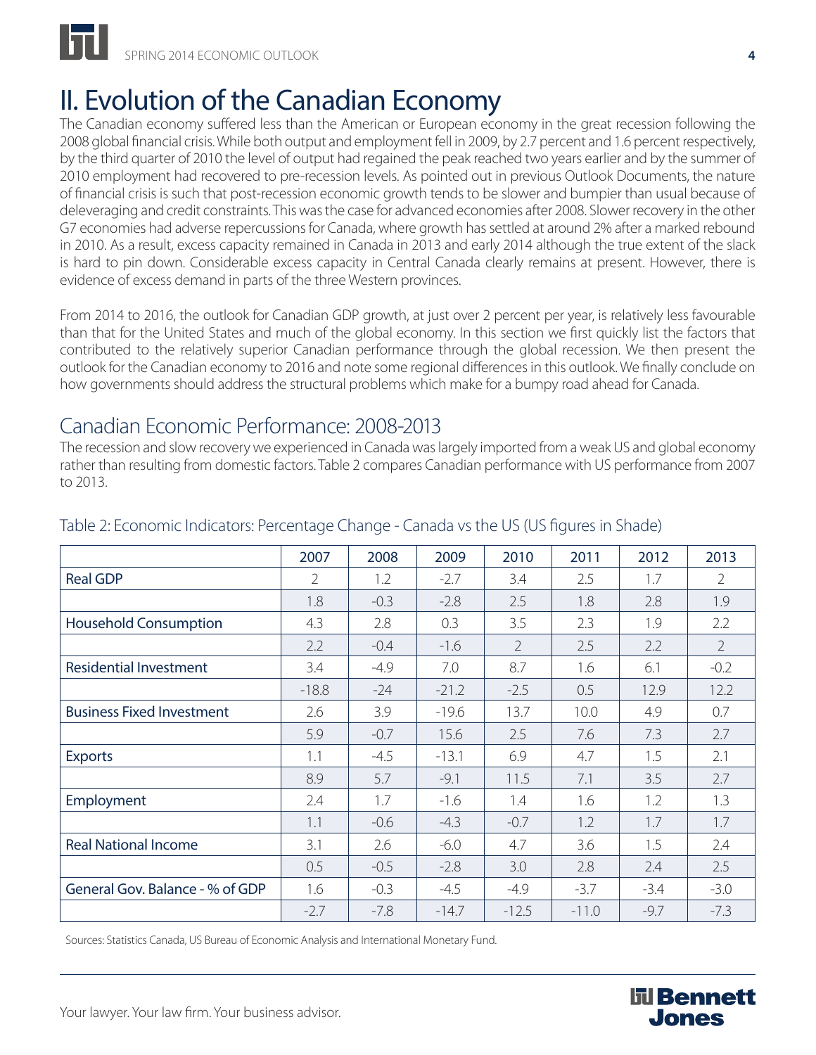# II. Evolution of the Canadian Economy

The Canadian economy suffered less than the American or European economy in the great recession following the 2008 global financial crisis. While both output and employment fell in 2009, by 2.7 percent and 1.6 percent respectively, by the third quarter of 2010 the level of output had regained the peak reached two years earlier and by the summer of 2010 employment had recovered to pre-recession levels. As pointed out in previous Outlook Documents, the nature of financial crisis is such that post-recession economic growth tends to be slower and bumpier than usual because of deleveraging and credit constraints. This was the case for advanced economies after 2008. Slower recovery in the other G7 economies had adverse repercussions for Canada, where growth has settled at around 2% after a marked rebound in 2010. As a result, excess capacity remained in Canada in 2013 and early 2014 although the true extent of the slack is hard to pin down. Considerable excess capacity in Central Canada clearly remains at present. However, there is evidence of excess demand in parts of the three Western provinces.

From 2014 to 2016, the outlook for Canadian GDP growth, at just over 2 percent per year, is relatively less favourable than that for the United States and much of the global economy. In this section we first quickly list the factors that contributed to the relatively superior Canadian performance through the global recession. We then present the outlook for the Canadian economy to 2016 and note some regional differences in this outlook. We finally conclude on how governments should address the structural problems which make for a bumpy road ahead for Canada.

## Canadian Economic Performance: 2008-2013

The recession and slow recovery we experienced in Canada was largely imported from a weak US and global economy rather than resulting from domestic factors. Table 2 compares Canadian performance with US performance from 2007 to 2013.

Table 2: Economic Indicators: Percentage Change - Canada vs the US (US figures in Shade)

| | 2007 | 2008 | 2009 | 2010 | 2011 | 2012 | 2013 |
|---|---|---|---|---|---|---|---|
| Real GDP | 2 | 1.2 | -2.7 | 3.4 | 2.5 | 1.7 | 2 |
| | 1.8 | -0.3 | -2.8 | 2.5 | 1.8 | 2.8 | 1.9 |
| Household Consumption | 4.3 | 2.8 | 0.3 | 3.5 | 2.3 | 1.9 | 2.2 |
| | 2.2 | -0.4 | -1.6 | 2 | 2.5 | 2.2 | 2 |
| Residential Investment | 3.4 | -4.9 | 7.0 | 8.7 | 1.6 | 6.1 | -0.2 |
| | -18.8 | -24 | -21.2 | -2.5 | 0.5 | 12.9 | 12.2 |
| Business Fixed Investment | 2.6 | 3.9 | -19.6 | 13.7 | 10.0 | 4.9 | 0.7 |
| | 5.9 | -0.7 | 15.6 | 2.5 | 7.6 | 7.3 | 2.7 |
| Exports | 1.1 | -4.5 | -13.1 | 6.9 | 4.7 | 1.5 | 2.1 |
| | 8.9 | 5.7 | -9.1 | 11.5 | 7.1 | 3.5 | 2.7 |
| Employment | 2.4 | 1.7 | -1.6 | 1.4 | 1.6 | 1.2 | 1.3 |
| | 1.1 | -0.6 | -4.3 | -0.7 | 1.2 | 1.7 | 1.7 |
| Real National Income | 3.1 | 2.6 | -6.0 | 4.7 | 3.6 | 1.5 | 2.4 |
| | 0.5 | -0.5 | -2.8 | 3.0 | 2.8 | 2.4 | 2.5 |
| General Gov. Balance - % of GDP | 1.6 | -0.3 | -4.5 | -4.9 | -3.7 | -3.4 | -3.0 |
| | -2.7 | -7.8 | -14.7 | -12.5 | -11.0 | -9.7 | -7.3 |

Sources: Statistics Canada, US Bureau of Economic Analysis and International Monetary Fund.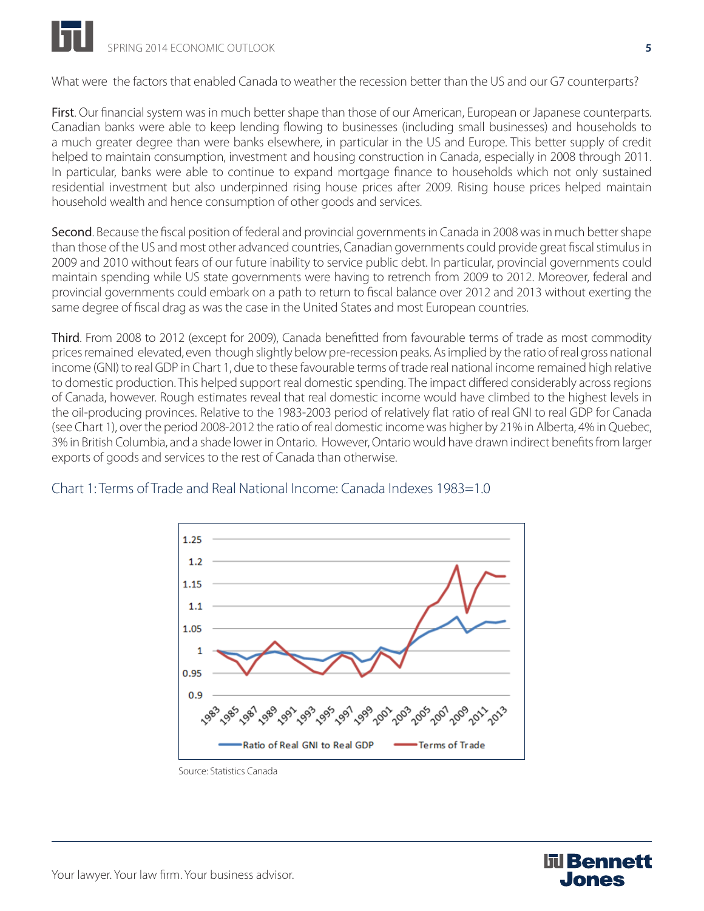What were the factors that enabled Canada to weather the recession better than the US and our G7 counterparts?

**First**. Our financial system was in much better shape than those of our American, European or Japanese counterparts. Canadian banks were able to keep lending flowing to businesses (including small businesses) and households to a much greater degree than were banks elsewhere, in particular in the US and Europe. This better supply of credit helped to maintain consumption, investment and housing construction in Canada, especially in 2008 through 2011. In particular, banks were able to continue to expand mortgage finance to households which not only sustained residential investment but also underpinned rising house prices after 2009. Rising house prices helped maintain household wealth and hence consumption of other goods and services.

**Second**. Because the fiscal position of federal and provincial governments in Canada in 2008 was in much better shape than those of the US and most other advanced countries, Canadian governments could provide great fiscal stimulus in 2009 and 2010 without fears of our future inability to service public debt. In particular, provincial governments could maintain spending while US state governments were having to retrench from 2009 to 2012. Moreover, federal and provincial governments could embark on a path to return to fiscal balance over 2012 and 2013 without exerting the same degree of fiscal drag as was the case in the United States and most European countries.

**Third**. From 2008 to 2012 (except for 2009), Canada benefitted from favourable terms of trade as most commodity prices remained elevated, even though slightly below pre-recession peaks. As implied by the ratio of real gross national income (GNI) to real GDP in Chart 1, due to these favourable terms of trade real national income remained high relative to domestic production. This helped support real domestic spending. The impact differed considerably across regions of Canada, however. Rough estimates reveal that real domestic income would have climbed to the highest levels in the oil-producing provinces. Relative to the 1983-2003 period of relatively flat ratio of real GNI to real GDP for Canada (see Chart 1), over the period 2008-2012 the ratio of real domestic income was higher by 21% in Alberta, 4% in Quebec, 3% in British Columbia, and a shade lower in Ontario. However, Ontario would have drawn indirect benefits from larger exports of goods and services to the rest of Canada than otherwise.

## Chart 1: Terms of Trade and Real National Income: Canada Indexes 1983=1.0

Source: Statistics Canada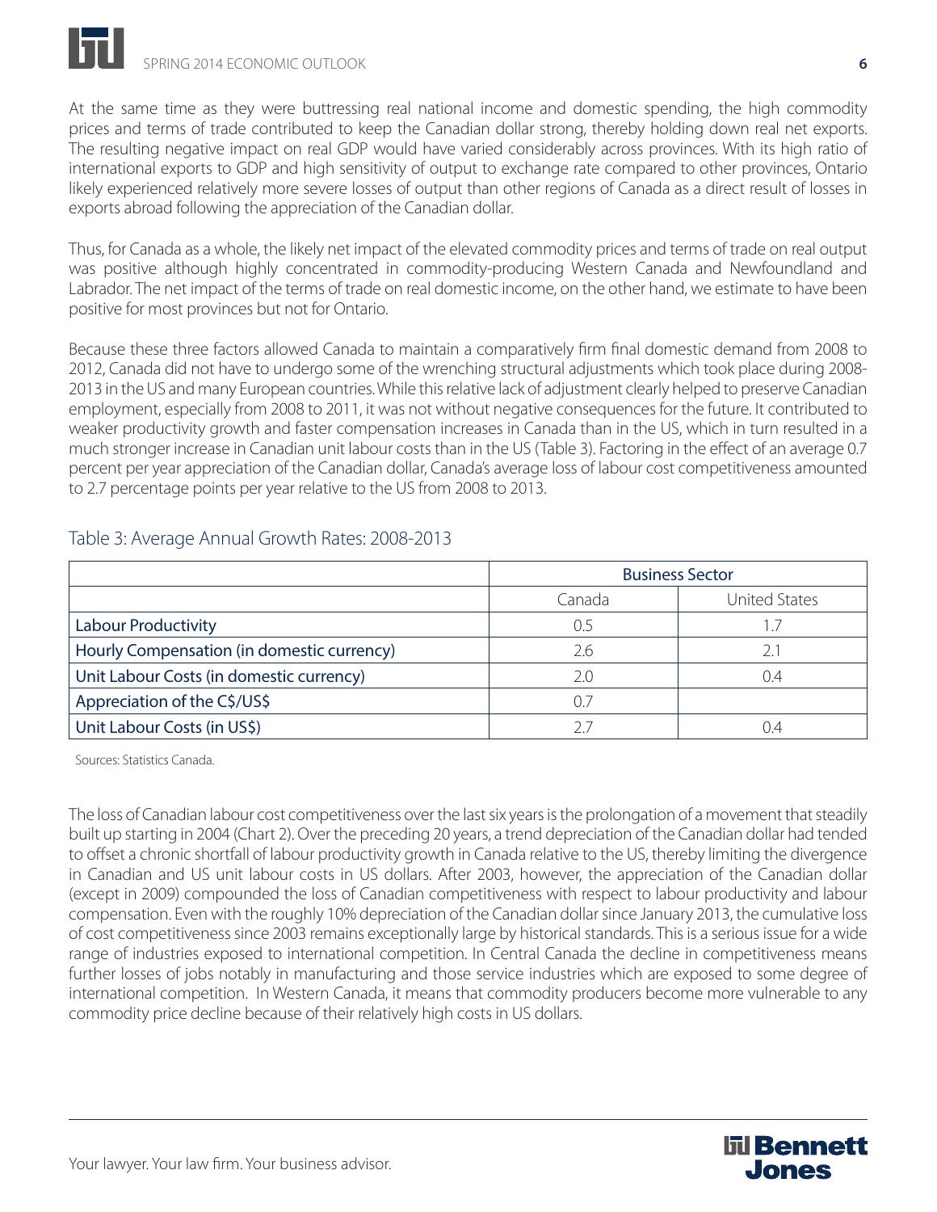At the same time as they were buttressing real national income and domestic spending, the high commodity prices and terms of trade contributed to keep the Canadian dollar strong, thereby holding down real net exports. The resulting negative impact on real GDP would have varied considerably across provinces. With its high ratio of international exports to GDP and high sensitivity of output to exchange rate compared to other provinces, Ontario likely experienced relatively more severe losses of output than other regions of Canada as a direct result of losses in exports abroad following the appreciation of the Canadian dollar.

Thus, for Canada as a whole, the likely net impact of the elevated commodity prices and terms of trade on real output was positive although highly concentrated in commodity-producing Western Canada and Newfoundland and Labrador. The net impact of the terms of trade on real domestic income, on the other hand, we estimate to have been positive for most provinces but not for Ontario.

Because these three factors allowed Canada to maintain a comparatively firm final domestic demand from 2008 to 2012, Canada did not have to undergo some of the wrenching structural adjustments which took place during 2008-2013 in the US and many European countries. While this relative lack of adjustment clearly helped to preserve Canadian employment, especially from 2008 to 2011, it was not without negative consequences for the future. It contributed to weaker productivity growth and faster compensation increases in Canada than in the US, which in turn resulted in a much stronger increase in Canadian unit labour costs than in the US (Table 3). Factoring in the effect of an average 0.7 percent per year appreciation of the Canadian dollar, Canada's average loss of labour cost competitiveness amounted to 2.7 percentage points per year relative to the US from 2008 to 2013.

## Table 3: Average Annual Growth Rates: 2008-2013

| | Business Sector | |
|---|---|---|
| | Canada | United States |
| Labour Productivity | 0.5 | 1.7 |
| Hourly Compensation (in domestic currency) | 2.6 | 2.1 |
| Unit Labour Costs (in domestic currency) | 2.0 | 0.4 |
| Appreciation of the C$/US$ | 0.7 | |
| Unit Labour Costs (in US$) | 2.7 | 0.4 |

Sources: Statistics Canada.

The loss of Canadian labour cost competitiveness over the last six years is the prolongation of a movement that steadily built up starting in 2004 (Chart 2). Over the preceding 20 years, a trend depreciation of the Canadian dollar had tended to offset a chronic shortfall of labour productivity growth in Canada relative to the US, thereby limiting the divergence in Canadian and US unit labour costs in US dollars. After 2003, however, the appreciation of the Canadian dollar (except in 2009) compounded the loss of Canadian competitiveness with respect to labour productivity and labour compensation. Even with the roughly 10% depreciation of the Canadian dollar since January 2013, the cumulative loss of cost competitiveness since 2003 remains exceptionally large by historical standards. This is a serious issue for a wide range of industries exposed to international competition. In Central Canada the decline in competitiveness means further losses of jobs notably in manufacturing and those service industries which are exposed to some degree of international competition. In Western Canada, it means that commodity producers become more vulnerable to any commodity price decline because of their relatively high costs in US dollars.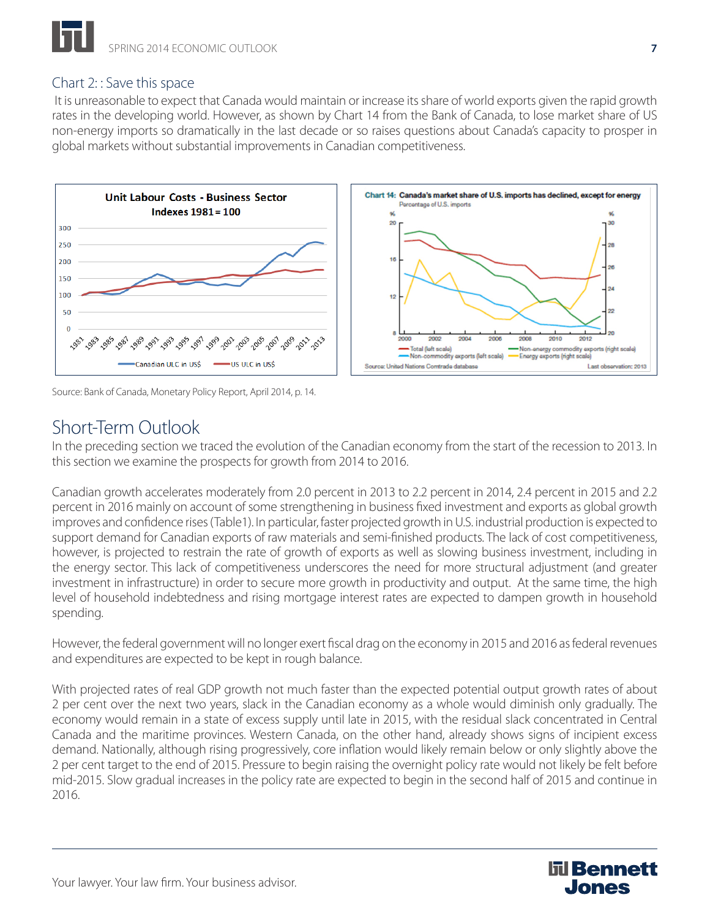## Chart 2: : Save this space

It is unreasonable to expect that Canada would maintain or increase its share of world exports given the rapid growth rates in the developing world. However, as shown by Chart 14 from the Bank of Canada, to lose market share of US non-energy imports so dramatically in the last decade or so raises questions about Canada's capacity to prosper in global markets without substantial improvements in Canadian competitiveness.

Source: Bank of Canada, Monetary Policy Report, April 2014, p. 14.

# Short-Term Outlook

In the preceding section we traced the evolution of the Canadian economy from the start of the recession to 2013. In this section we examine the prospects for growth from 2014 to 2016.

Canadian growth accelerates moderately from 2.0 percent in 2013 to 2.2 percent in 2014, 2.4 percent in 2015 and 2.2 percent in 2016 mainly on account of some strengthening in business fixed investment and exports as global growth improves and confidence rises (Table1). In particular, faster projected growth in U.S. industrial production is expected to support demand for Canadian exports of raw materials and semi-finished products. The lack of cost competitiveness, however, is projected to restrain the rate of growth of exports as well as slowing business investment, including in the energy sector. This lack of competitiveness underscores the need for more structural adjustment (and greater investment in infrastructure) in order to secure more growth in productivity and output. At the same time, the high level of household indebtedness and rising mortgage interest rates are expected to dampen growth in household spending.

However, the federal government will no longer exert fiscal drag on the economy in 2015 and 2016 as federal revenues and expenditures are expected to be kept in rough balance.

With projected rates of real GDP growth not much faster than the expected potential output growth rates of about 2 per cent over the next two years, slack in the Canadian economy as a whole would diminish only gradually. The economy would remain in a state of excess supply until late in 2015, with the residual slack concentrated in Central Canada and the maritime provinces. Western Canada, on the other hand, already shows signs of incipient excess demand. Nationally, although rising progressively, core inflation would likely remain below or only slightly above the 2 per cent target to the end of 2015. Pressure to begin raising the overnight policy rate would not likely be felt before mid-2015. Slow gradual increases in the policy rate are expected to begin in the second half of 2015 and continue in 2016.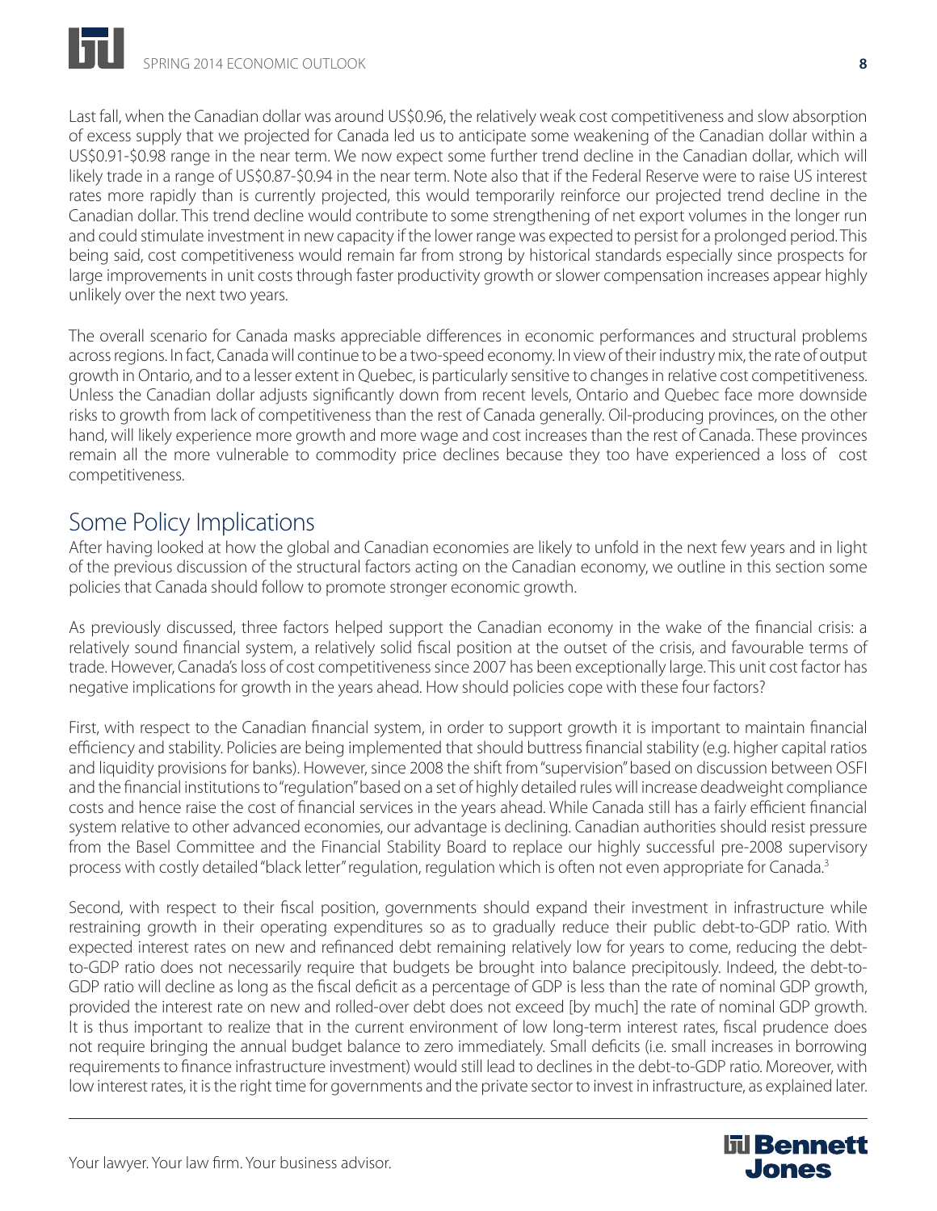Last fall, when the Canadian dollar was around US$0.96, the relatively weak cost competitiveness and slow absorption of excess supply that we projected for Canada led us to anticipate some weakening of the Canadian dollar within a US$0.91-$0.98 range in the near term. We now expect some further trend decline in the Canadian dollar, which will likely trade in a range of US$0.87-$0.94 in the near term. Note also that if the Federal Reserve were to raise US interest rates more rapidly than is currently projected, this would temporarily reinforce our projected trend decline in the Canadian dollar. This trend decline would contribute to some strengthening of net export volumes in the longer run and could stimulate investment in new capacity if the lower range was expected to persist for a prolonged period. This being said, cost competitiveness would remain far from strong by historical standards especially since prospects for large improvements in unit costs through faster productivity growth or slower compensation increases appear highly unlikely over the next two years.

The overall scenario for Canada masks appreciable differences in economic performances and structural problems across regions. In fact, Canada will continue to be a two-speed economy. In view of their industry mix, the rate of output growth in Ontario, and to a lesser extent in Quebec, is particularly sensitive to changes in relative cost competitiveness. Unless the Canadian dollar adjusts significantly down from recent levels, Ontario and Quebec face more downside risks to growth from lack of competitiveness than the rest of Canada generally. Oil-producing provinces, on the other hand, will likely experience more growth and more wage and cost increases than the rest of Canada. These provinces remain all the more vulnerable to commodity price declines because they too have experienced a loss of cost competitiveness.

## Some Policy Implications

After having looked at how the global and Canadian economies are likely to unfold in the next few years and in light of the previous discussion of the structural factors acting on the Canadian economy, we outline in this section some policies that Canada should follow to promote stronger economic growth.

As previously discussed, three factors helped support the Canadian economy in the wake of the financial crisis: a relatively sound financial system, a relatively solid fiscal position at the outset of the crisis, and favourable terms of trade. However, Canada's loss of cost competitiveness since 2007 has been exceptionally large. This unit cost factor has negative implications for growth in the years ahead. How should policies cope with these four factors?

First, with respect to the Canadian financial system, in order to support growth it is important to maintain financial efficiency and stability. Policies are being implemented that should buttress financial stability (e.g. higher capital ratios and liquidity provisions for banks). However, since 2008 the shift from "supervision" based on discussion between OSFI and the financial institutions to "regulation" based on a set of highly detailed rules will increase deadweight compliance costs and hence raise the cost of financial services in the years ahead. While Canada still has a fairly efficient financial system relative to other advanced economies, our advantage is declining. Canadian authorities should resist pressure from the Basel Committee and the Financial Stability Board to replace our highly successful pre-2008 supervisory process with costly detailed "black letter" regulation, regulation which is often not even appropriate for Canada.[3]

Second, with respect to their fiscal position, governments should expand their investment in infrastructure while restraining growth in their operating expenditures so as to gradually reduce their public debt-to-GDP ratio. With expected interest rates on new and refinanced debt remaining relatively low for years to come, reducing the debt-to-GDP ratio does not necessarily require that budgets be brought into balance precipitously. Indeed, the debt-to-GDP ratio will decline as long as the fiscal deficit as a percentage of GDP is less than the rate of nominal GDP growth, provided the interest rate on new and rolled-over debt does not exceed [by much] the rate of nominal GDP growth. It is thus important to realize that in the current environment of low long-term interest rates, fiscal prudence does not require bringing the annual budget balance to zero immediately. Small deficits (i.e. small increases in borrowing requirements to finance infrastructure investment) would still lead to declines in the debt-to-GDP ratio. Moreover, with low interest rates, it is the right time for governments and the private sector to invest in infrastructure, as explained later.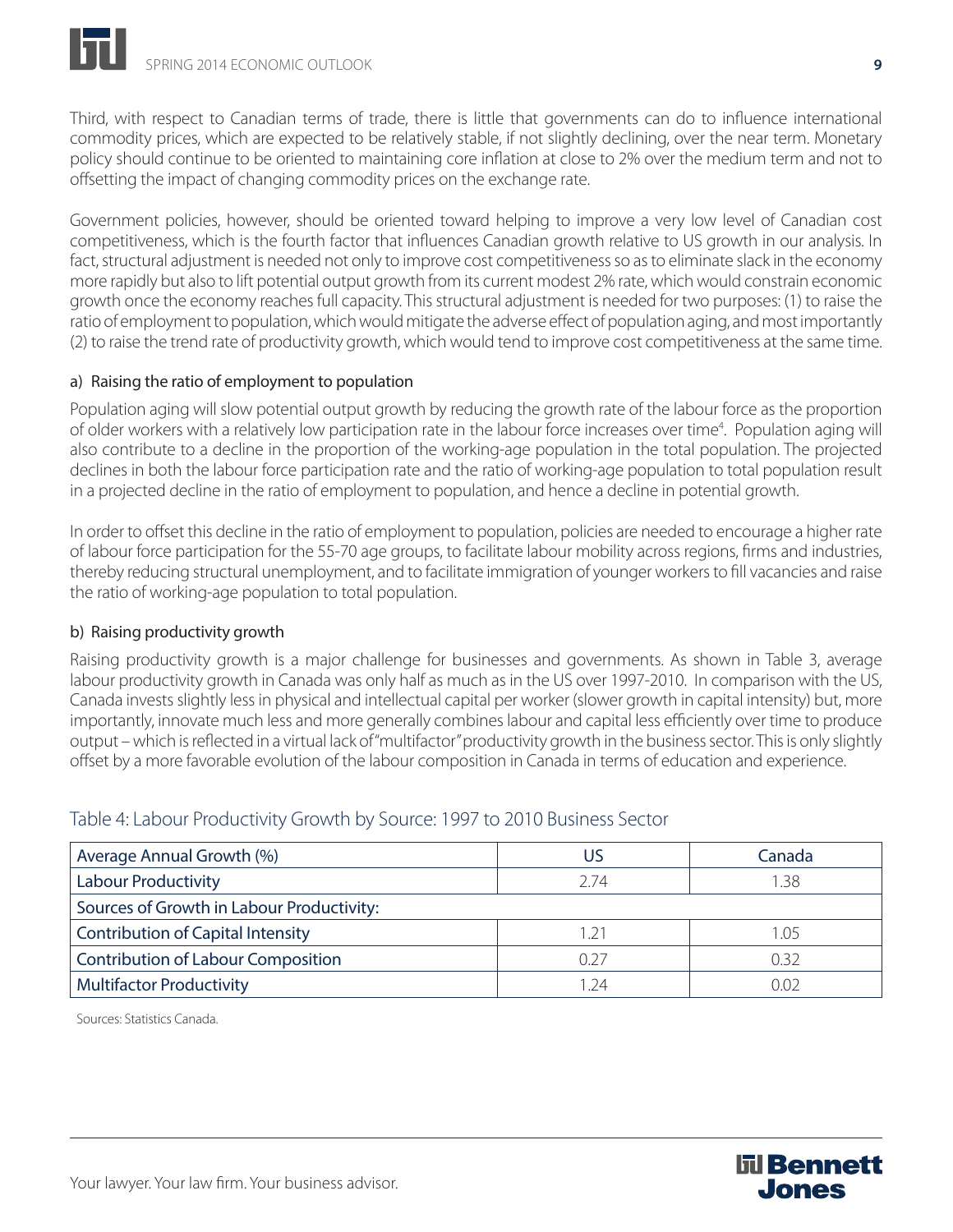Third, with respect to Canadian terms of trade, there is little that governments can do to influence international commodity prices, which are expected to be relatively stable, if not slightly declining, over the near term. Monetary policy should continue to be oriented to maintaining core inflation at close to 2% over the medium term and not to offsetting the impact of changing commodity prices on the exchange rate.

Government policies, however, should be oriented toward helping to improve a very low level of Canadian cost competitiveness, which is the fourth factor that influences Canadian growth relative to US growth in our analysis. In fact, structural adjustment is needed not only to improve cost competitiveness so as to eliminate slack in the economy more rapidly but also to lift potential output growth from its current modest 2% rate, which would constrain economic growth once the economy reaches full capacity. This structural adjustment is needed for two purposes: (1) to raise the ratio of employment to population, which would mitigate the adverse effect of population aging, and most importantly (2) to raise the trend rate of productivity growth, which would tend to improve cost competitiveness at the same time.

#### a) Raising the ratio of employment to population

Population aging will slow potential output growth by reducing the growth rate of the labour force as the proportion of older workers with a relatively low participation rate in the labour force increases over time[4]. Population aging will also contribute to a decline in the proportion of the working-age population in the total population. The projected declines in both the labour force participation rate and the ratio of working-age population to total population result in a projected decline in the ratio of employment to population, and hence a decline in potential growth.

In order to offset this decline in the ratio of employment to population, policies are needed to encourage a higher rate of labour force participation for the 55-70 age groups, to facilitate labour mobility across regions, firms and industries, thereby reducing structural unemployment, and to facilitate immigration of younger workers to fill vacancies and raise the ratio of working-age population to total population.

#### b) Raising productivity growth

Raising productivity growth is a major challenge for businesses and governments. As shown in Table 3, average labour productivity growth in Canada was only half as much as in the US over 1997-2010. In comparison with the US, Canada invests slightly less in physical and intellectual capital per worker (slower growth in capital intensity) but, more importantly, innovate much less and more generally combines labour and capital less efficiently over time to produce output – which is reflected in a virtual lack of "multifactor" productivity growth in the business sector. This is only slightly offset by a more favorable evolution of the labour composition in Canada in terms of education and experience.

### Table 4: Labour Productivity Growth by Source: 1997 to 2010 Business Sector

| Average Annual Growth (%) | US | Canada |
|---|---|---|
| Labour Productivity | 2.74 | 1.38 |
| Sources of Growth in Labour Productivity: | | |
| Contribution of Capital Intensity | 1.21 | 1.05 |
| Contribution of Labour Composition | 0.27 | 0.32 |
| Multifactor Productivity | 1.24 | 0.02 |

Sources: Statistics Canada.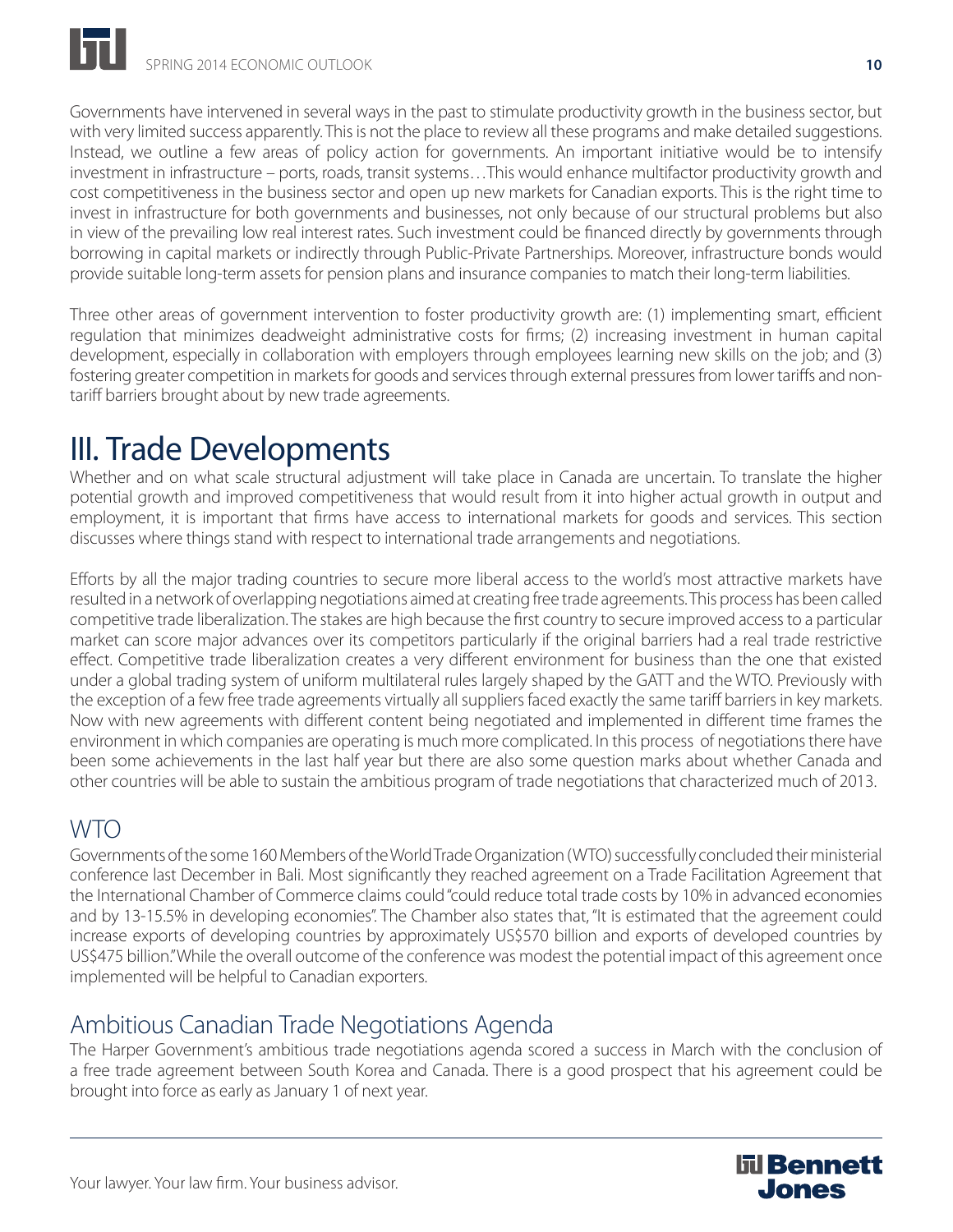Governments have intervened in several ways in the past to stimulate productivity growth in the business sector, but with very limited success apparently. This is not the place to review all these programs and make detailed suggestions. Instead, we outline a few areas of policy action for governments. An important initiative would be to intensify investment in infrastructure – ports, roads, transit systems…This would enhance multifactor productivity growth and cost competitiveness in the business sector and open up new markets for Canadian exports. This is the right time to invest in infrastructure for both governments and businesses, not only because of our structural problems but also in view of the prevailing low real interest rates. Such investment could be financed directly by governments through borrowing in capital markets or indirectly through Public-Private Partnerships. Moreover, infrastructure bonds would provide suitable long-term assets for pension plans and insurance companies to match their long-term liabilities.

Three other areas of government intervention to foster productivity growth are: (1) implementing smart, efficient regulation that minimizes deadweight administrative costs for firms; (2) increasing investment in human capital development, especially in collaboration with employers through employees learning new skills on the job; and (3) fostering greater competition in markets for goods and services through external pressures from lower tariffs and non-tariff barriers brought about by new trade agreements.

# III. Trade Developments

Whether and on what scale structural adjustment will take place in Canada are uncertain. To translate the higher potential growth and improved competitiveness that would result from it into higher actual growth in output and employment, it is important that firms have access to international markets for goods and services. This section discusses where things stand with respect to international trade arrangements and negotiations.

Efforts by all the major trading countries to secure more liberal access to the world's most attractive markets have resulted in a network of overlapping negotiations aimed at creating free trade agreements. This process has been called competitive trade liberalization. The stakes are high because the first country to secure improved access to a particular market can score major advances over its competitors particularly if the original barriers had a real trade restrictive effect. Competitive trade liberalization creates a very different environment for business than the one that existed under a global trading system of uniform multilateral rules largely shaped by the GATT and the WTO. Previously with the exception of a few free trade agreements virtually all suppliers faced exactly the same tariff barriers in key markets. Now with new agreements with different content being negotiated and implemented in different time frames the environment in which companies are operating is much more complicated. In this process of negotiations there have been some achievements in the last half year but there are also some question marks about whether Canada and other countries will be able to sustain the ambitious program of trade negotiations that characterized much of 2013.

## WTO

Governments of the some 160 Members of the World Trade Organization (WTO) successfully concluded their ministerial conference last December in Bali. Most significantly they reached agreement on a Trade Facilitation Agreement that the International Chamber of Commerce claims could "could reduce total trade costs by 10% in advanced economies and by 13-15.5% in developing economies". The Chamber also states that, "It is estimated that the agreement could increase exports of developing countries by approximately US$570 billion and exports of developed countries by US$475 billion." While the overall outcome of the conference was modest the potential impact of this agreement once implemented will be helpful to Canadian exporters.

## Ambitious Canadian Trade Negotiations Agenda

The Harper Government's ambitious trade negotiations agenda scored a success in March with the conclusion of a free trade agreement between South Korea and Canada. There is a good prospect that his agreement could be brought into force as early as January 1 of next year.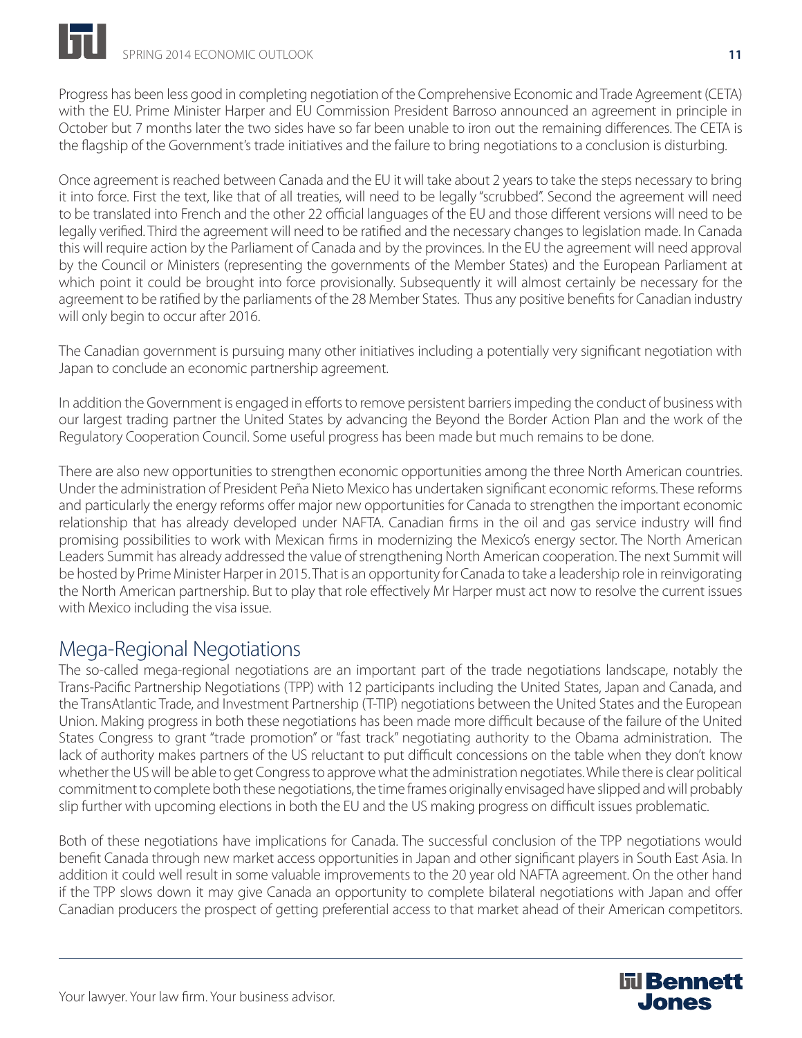Progress has been less good in completing negotiation of the Comprehensive Economic and Trade Agreement (CETA) with the EU. Prime Minister Harper and EU Commission President Barroso announced an agreement in principle in October but 7 months later the two sides have so far been unable to iron out the remaining differences. The CETA is the flagship of the Government's trade initiatives and the failure to bring negotiations to a conclusion is disturbing.

Once agreement is reached between Canada and the EU it will take about 2 years to take the steps necessary to bring it into force. First the text, like that of all treaties, will need to be legally "scrubbed". Second the agreement will need to be translated into French and the other 22 official languages of the EU and those different versions will need to be legally verified. Third the agreement will need to be ratified and the necessary changes to legislation made. In Canada this will require action by the Parliament of Canada and by the provinces. In the EU the agreement will need approval by the Council or Ministers (representing the governments of the Member States) and the European Parliament at which point it could be brought into force provisionally. Subsequently it will almost certainly be necessary for the agreement to be ratified by the parliaments of the 28 Member States. Thus any positive benefits for Canadian industry will only begin to occur after 2016.

The Canadian government is pursuing many other initiatives including a potentially very significant negotiation with Japan to conclude an economic partnership agreement.

In addition the Government is engaged in efforts to remove persistent barriers impeding the conduct of business with our largest trading partner the United States by advancing the Beyond the Border Action Plan and the work of the Regulatory Cooperation Council. Some useful progress has been made but much remains to be done.

There are also new opportunities to strengthen economic opportunities among the three North American countries. Under the administration of President Peña Nieto Mexico has undertaken significant economic reforms. These reforms and particularly the energy reforms offer major new opportunities for Canada to strengthen the important economic relationship that has already developed under NAFTA. Canadian firms in the oil and gas service industry will find promising possibilities to work with Mexican firms in modernizing the Mexico's energy sector. The North American Leaders Summit has already addressed the value of strengthening North American cooperation. The next Summit will be hosted by Prime Minister Harper in 2015. That is an opportunity for Canada to take a leadership role in reinvigorating the North American partnership. But to play that role effectively Mr Harper must act now to resolve the current issues with Mexico including the visa issue.

## Mega-Regional Negotiations

The so-called mega-regional negotiations are an important part of the trade negotiations landscape, notably the Trans-Pacific Partnership Negotiations (TPP) with 12 participants including the United States, Japan and Canada, and the TransAtlantic Trade, and Investment Partnership (T-TIP) negotiations between the United States and the European Union. Making progress in both these negotiations has been made more difficult because of the failure of the United States Congress to grant "trade promotion" or "fast track" negotiating authority to the Obama administration. The lack of authority makes partners of the US reluctant to put difficult concessions on the table when they don't know whether the US will be able to get Congress to approve what the administration negotiates. While there is clear political commitment to complete both these negotiations, the time frames originally envisaged have slipped and will probably slip further with upcoming elections in both the EU and the US making progress on difficult issues problematic.

Both of these negotiations have implications for Canada. The successful conclusion of the TPP negotiations would benefit Canada through new market access opportunities in Japan and other significant players in South East Asia. In addition it could well result in some valuable improvements to the 20 year old NAFTA agreement. On the other hand if the TPP slows down it may give Canada an opportunity to complete bilateral negotiations with Japan and offer Canadian producers the prospect of getting preferential access to that market ahead of their American competitors.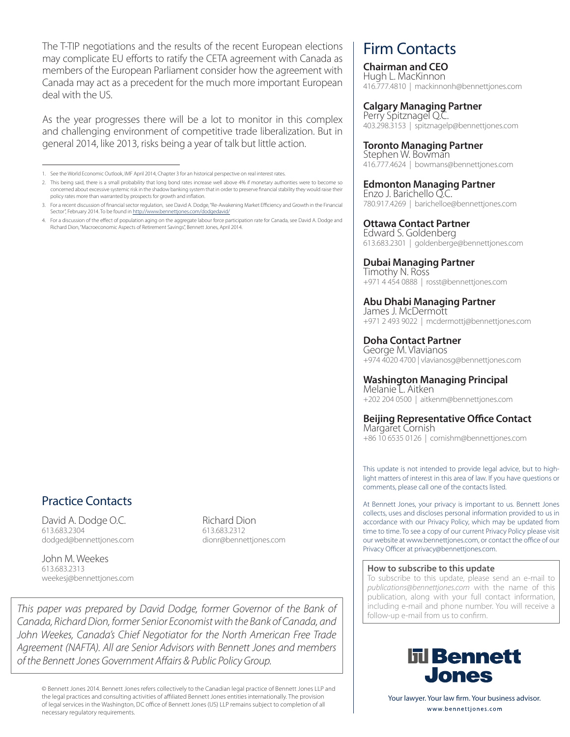The T-TIP negotiations and the results of the recent European elections may complicate EU efforts to ratify the CETA agreement with Canada as members of the European Parliament consider how the agreement with Canada may act as a precedent for the much more important European deal with the US.

As the year progresses there will be a lot to monitor in this complex and challenging environment of competitive trade liberalization. But in general 2014, like 2013, risks being a year of talk but little action.

---

1. See the World Economic Outlook, IMF April 2014, Chapter 3 for an historical perspective on real interest rates.
2. This being said, there is a small probability that long bond rates increase well above 4% if monetary authorities were to become so concerned about excessive systemic risk in the shadow banking system that in order to preserve financial stability they would raise their policy rates more than warranted by prospects for growth and inflation.
3. For a recent discussion of financial sector regulation, see David A. Dodge, "Re-Awakening Market Efficiency and Growth in the Financial Sector", February 2014. To be found in http://www.bennettjones.com/dodgedavid/
4. For a discussion of the effect of population aging on the aggregate labour force participation rate for Canada, see David A. Dodge and Richard Dion, "Macroeconomic Aspects of Retirement Savings", Bennett Jones, April 2014.

## Practice Contacts

David A. Dodge O.C.
613.683.2304
dodged@bennettjones.com

Richard Dion
613.683.2312
dionr@bennettjones.com

John M. Weekes
613.683.2313
weekesj@bennettjones.com

*This paper was prepared by David Dodge, former Governor of the Bank of Canada, Richard Dion, former Senior Economist with the Bank of Canada, and John Weekes, Canada's Chief Negotiator for the North American Free Trade Agreement (NAFTA). All are Senior Advisors with Bennett Jones and members of the Bennett Jones Government Affairs & Public Policy Group.*

© Bennett Jones 2014. Bennett Jones refers collectively to the Canadian legal practice of Bennett Jones LLP and the legal practices and consulting activities of affiliated Bennett Jones entities internationally. The provision of legal services in the Washington, DC office of Bennett Jones (US) LLP remains subject to completion of all necessary regulatory requirements.

## Firm Contacts

**Chairman and CEO**
Hugh L. MacKinnon
416.777.4810 | mackinnonh@bennettjones.com

**Calgary Managing Partner**
Perry Spitznagel Q.C.
403.298.3153 | spitznagelp@bennettjones.com

**Toronto Managing Partner**
Stephen W. Bowman
416.777.4624 | bowmans@bennettjones.com

**Edmonton Managing Partner**
Enzo J. Barichello Q.C.
780.917.4269 | barichelloe@bennettjones.com

**Ottawa Contact Partner**
Edward S. Goldenberg
613.683.2301 | goldenberge@bennettjones.com

**Dubai Managing Partner**
Timothy N. Ross
+971 4 454 0888 | rosst@bennettjones.com

**Abu Dhabi Managing Partner**
James J. McDermott
+971 2 493 9022 | mcdermottj@bennettjones.com

**Doha Contact Partner**
George M. Vlavianos
+974 4020 4700 | vlavianosg@bennettjones.com

**Washington Managing Principal**
Melanie L. Aitken
+202 204 0500 | aitkenm@bennettjones.com

**Beijing Representative Office Contact**
Margaret Cornish
+86 10 6535 0126 | cornishm@bennettjones.com

This update is not intended to provide legal advice, but to highlight matters of interest in this area of law. If you have questions or comments, please call one of the contacts listed.

At Bennett Jones, your privacy is important to us. Bennett Jones collects, uses and discloses personal information provided to us in accordance with our Privacy Policy, which may be updated from time to time. To see a copy of our current Privacy Policy please visit our website at www.bennettjones.com, or contact the office of our Privacy Officer at privacy@bennettjones.com.

**How to subscribe to this update**
To subscribe to this update, please send an e-mail to *publications@bennettjones.com* with the name of this publication, along with your full contact information, including e-mail and phone number. You will receive a follow-up e-mail from us to confirm.

Bennett Jones

Your lawyer. Your law firm. Your business advisor.
www.bennettjones.com